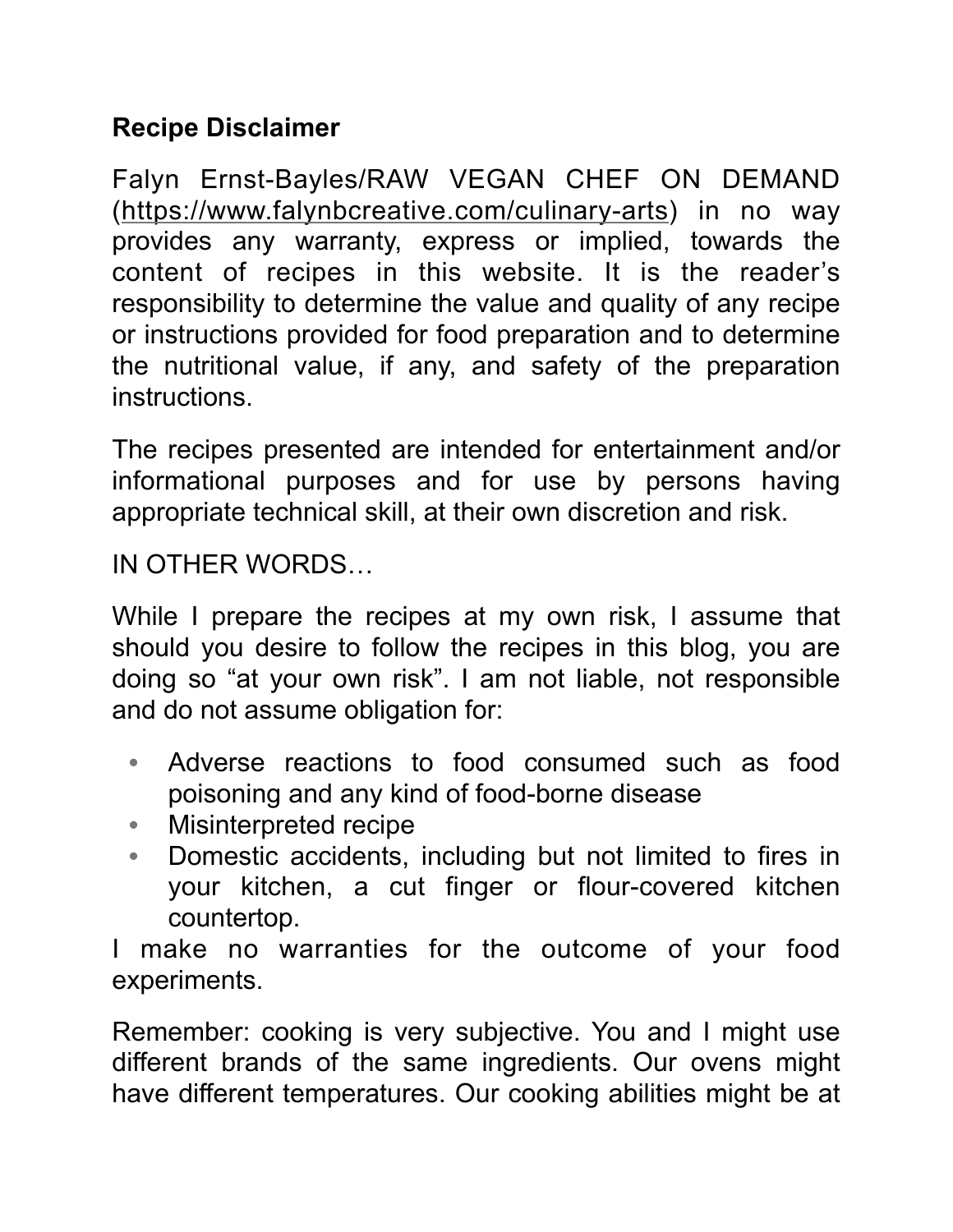**Recipe Disclaimer**

Falyn Ernst-Bayles/RAW VEGAN CHEF ON DEMAND (https://www.falynbcreative.com/culinary-arts) in no way provides any warranty, express or implied, towards the content of recipes in this website. It is the reader's responsibility to determine the value and quality of any recipe or instructions provided for food preparation and to determine the nutritional value, if any, and safety of the preparation instructions.

The recipes presented are intended for entertainment and/or informational purposes and for use by persons having appropriate technical skill, at their own discretion and risk.

IN OTHER WORDS…

While I prepare the recipes at my own risk, I assume that should you desire to follow the recipes in this blog, you are doing so "at your own risk". I am not liable, not responsible and do not assume obligation for:

- Adverse reactions to food consumed such as food poisoning and any kind of food-borne disease
- Misinterpreted recipe
- Domestic accidents, including but not limited to fires in your kitchen, a cut finger or flour-covered kitchen countertop.

I make no warranties for the outcome of your food experiments.

Remember: cooking is very subjective. You and I might use different brands of the same ingredients. Our ovens might have different temperatures. Our cooking abilities might be at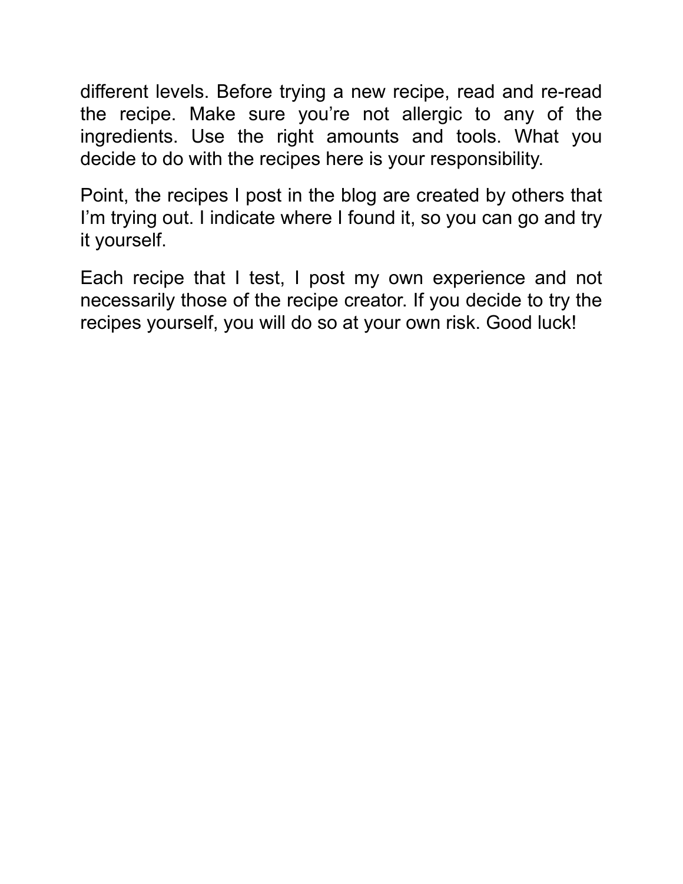different levels. Before trying a new recipe, read and re-read the recipe. Make sure you're not allergic to any of the ingredients. Use the right amounts and tools. What you decide to do with the recipes here is your responsibility.

Point, the recipes I post in the blog are created by others that I'm trying out. I indicate where I found it, so you can go and try it yourself.

Each recipe that I test, I post my own experience and not necessarily those of the recipe creator. If you decide to try the recipes yourself, you will do so at your own risk. Good luck!